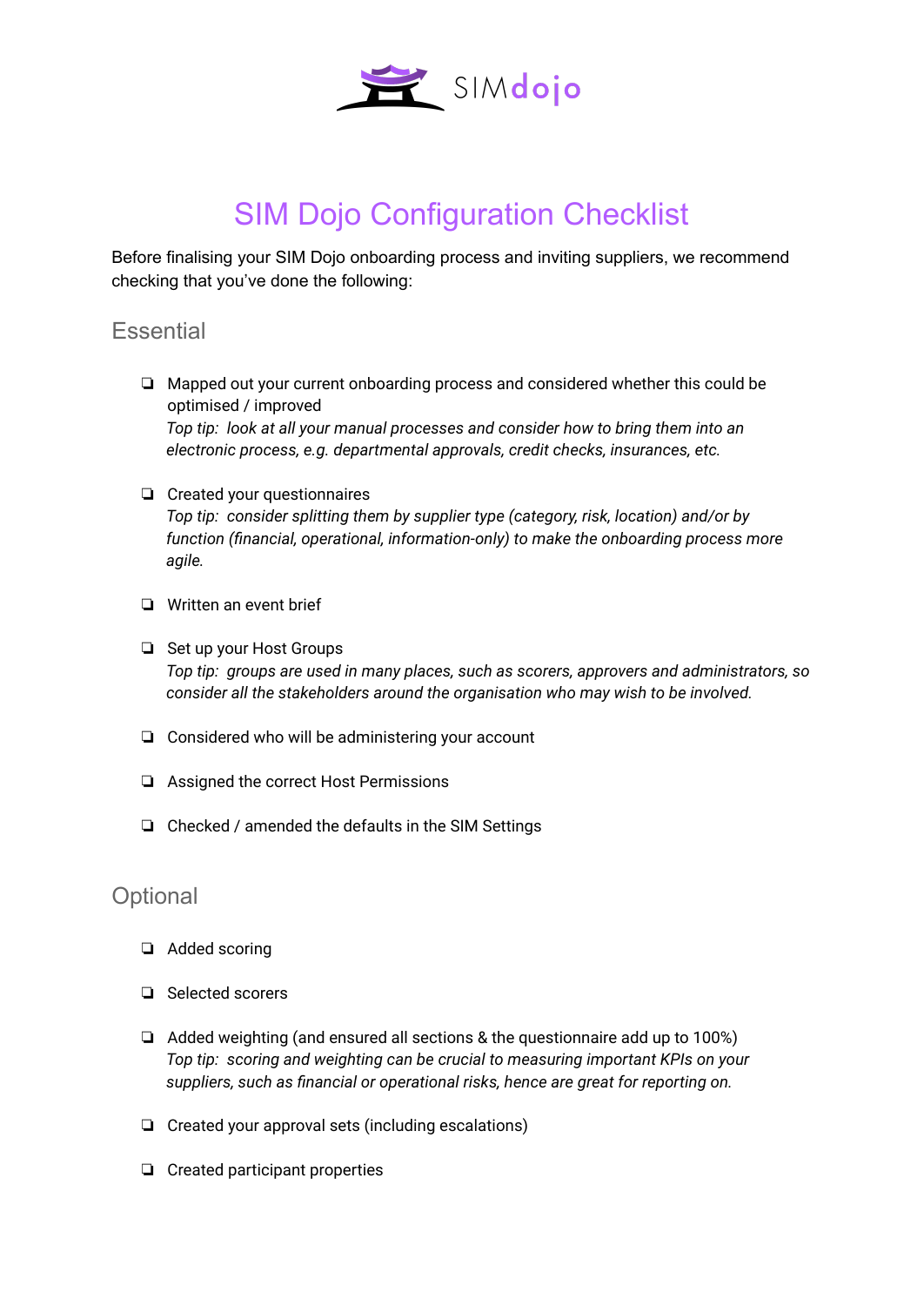# SIM Dojo Configuration Checklist

Before finalising your SIM Dojo onboarding process and inviting suppliers, we recommend checking that you've done the following:

## Essential

- ❏ Mapped out your current onboarding process and considered whether this could be optimised / improved
  *Top tip: look at all your manual processes and consider how to bring them into an electronic process, e.g. departmental approvals, credit checks, insurances, etc.*

- ❏ Created your questionnaires
  *Top tip: consider splitting them by supplier type (category, risk, location) and/or by function (financial, operational, information-only) to make the onboarding process more agile.*

- ❏ Written an event brief

- ❏ Set up your Host Groups
  *Top tip: groups are used in many places, such as scorers, approvers and administrators, so consider all the stakeholders around the organisation who may wish to be involved.*

- ❏ Considered who will be administering your account

- ❏ Assigned the correct Host Permissions

- ❏ Checked / amended the defaults in the SIM Settings

## Optional

- ❏ Added scoring

- ❏ Selected scorers

- ❏ Added weighting (and ensured all sections & the questionnaire add up to 100%)
  *Top tip: scoring and weighting can be crucial to measuring important KPIs on your suppliers, such as financial or operational risks, hence are great for reporting on.*

- ❏ Created your approval sets (including escalations)

- ❏ Created participant properties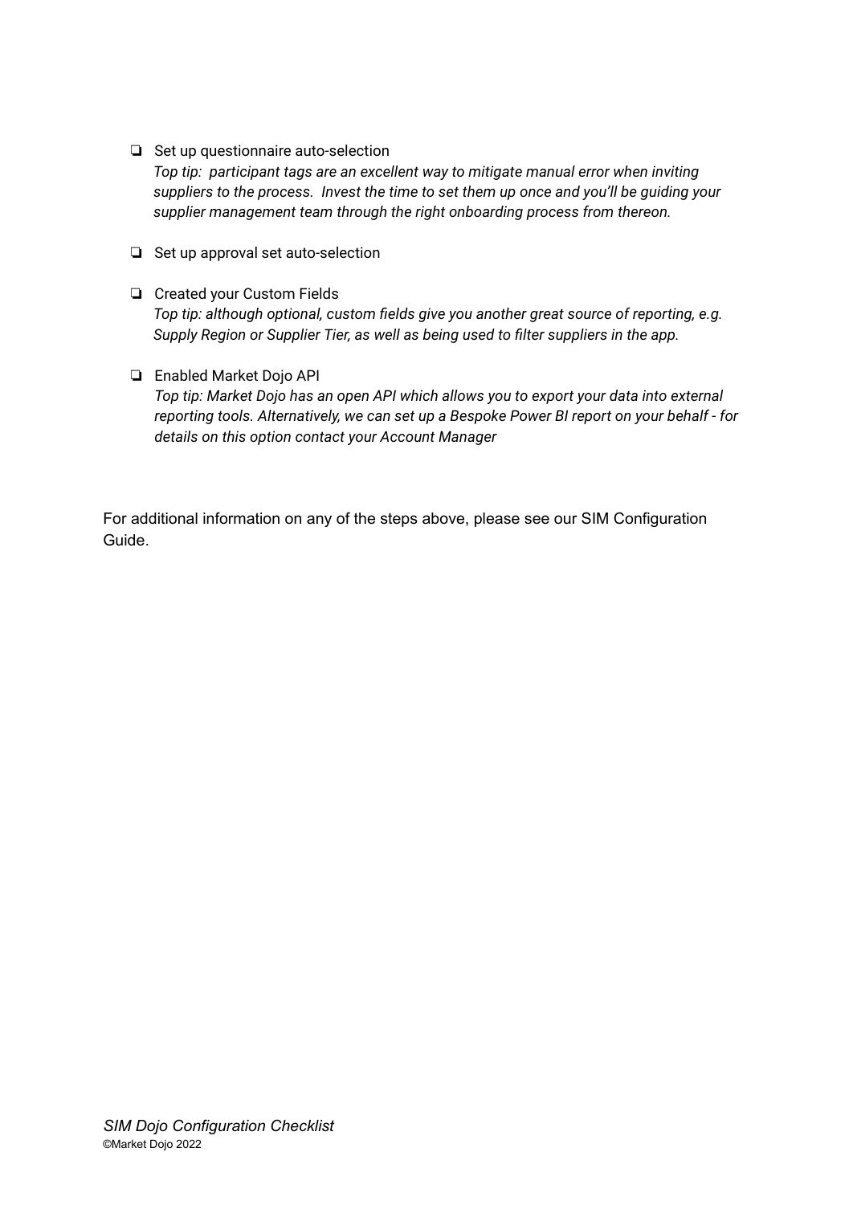- [ ] Set up questionnaire auto-selection
  *Top tip: participant tags are an excellent way to mitigate manual error when inviting suppliers to the process. Invest the time to set them up once and you'll be guiding your supplier management team through the right onboarding process from thereon.*

- [ ] Set up approval set auto-selection

- [ ] Created your Custom Fields
  *Top tip: although optional, custom fields give you another great source of reporting, e.g. Supply Region or Supplier Tier, as well as being used to filter suppliers in the app.*

- [ ] Enabled Market Dojo API
  *Top tip: Market Dojo has an open API which allows you to export your data into external reporting tools. Alternatively, we can set up a Bespoke Power BI report on your behalf - for details on this option contact your Account Manager*

For additional information on any of the steps above, please see our SIM Configuration Guide.